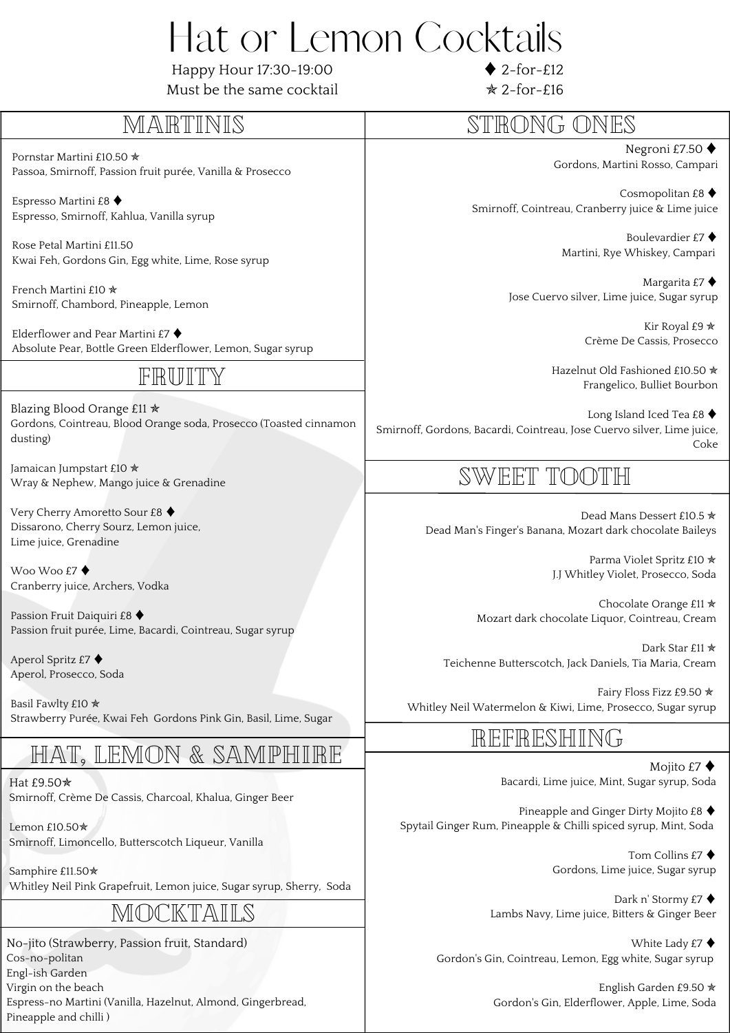# Hat or Lemon Cocktails

Happy Hour 17:30-19:00
Must be the same cocktail

♦ 2-for-£12
✯ 2-for-£16

## MARTINIS

Pornstar Martini £10.50 ✯
Passoa, Smirnoff, Passion fruit purée, Vanilla & Prosecco

Espresso Martini £8 ♦
Espresso, Smirnoff, Kahlua, Vanilla syrup

Rose Petal Martini £11.50
Kwai Feh, Gordons Gin, Egg white, Lime, Rose syrup

French Martini £10 ✯
Smirnoff, Chambord, Pineapple, Lemon

Elderflower and Pear Martini £7 ♦
Absolute Pear, Bottle Green Elderflower, Lemon, Sugar syrup

## FRUITY

Blazing Blood Orange £11 ✯
Gordons, Cointreau, Blood Orange soda, Prosecco (Toasted cinnamon dusting)

Jamaican Jumpstart £10 ✯
Wray & Nephew, Mango juice & Grenadine

Very Cherry Amoretto Sour £8 ♦
Dissarono, Cherry Sourz, Lemon juice,
Lime juice, Grenadine

Woo Woo £7 ♦
Cranberry juice, Archers, Vodka

Passion Fruit Daiquiri £8 ♦
Passion fruit purée, Lime, Bacardi, Cointreau, Sugar syrup

Aperol Spritz £7 ♦
Aperol, Prosecco, Soda

Basil Fawlty £10 ✯
Strawberry Purée, Kwai Feh Gordons Pink Gin, Basil, Lime, Sugar

## HAT, LEMON & SAMPHIRE

Hat £9.50✯
Smirnoff, Crème De Cassis, Charcoal, Khalua, Ginger Beer

Lemon £10.50✯
Smirnoff, Limoncello, Butterscotch Liqueur, Vanilla

Samphire £11.50✯
Whitley Neil Pink Grapefruit, Lemon juice, Sugar syrup, Sherry, Soda

## MOCKTAILS

No-jito (Strawberry, Passion fruit, Standard)
Cos-no-politan
Engl-ish Garden
Virgin on the beach
Espress-no Martini (Vanilla, Hazelnut, Almond, Gingerbread, Pineapple and chilli )

## STRONG ONES

Negroni £7.50 ♦
Gordons, Martini Rosso, Campari

Cosmopolitan £8 ♦
Smirnoff, Cointreau, Cranberry juice & Lime juice

Boulevardier £7 ♦
Martini, Rye Whiskey, Campari

Margarita £7 ♦
Jose Cuervo silver, Lime juice, Sugar syrup

Kir Royal £9 ✯
Crème De Cassis, Prosecco

Hazelnut Old Fashioned £10.50 ✯
Frangelico, Bulliet Bourbon

Long Island Iced Tea £8 ♦
Smirnoff, Gordons, Bacardi, Cointreau, Jose Cuervo silver, Lime juice, Coke

## SWEET TOOTH

Dead Mans Dessert £10.5 ✯
Dead Man's Finger's Banana, Mozart dark chocolate Baileys

Parma Violet Spritz £10 ✯
J.J Whitley Violet, Prosecco, Soda

Chocolate Orange £11 ✯
Mozart dark chocolate Liquor, Cointreau, Cream

Dark Star £11 ✯
Teichenne Butterscotch, Jack Daniels, Tia Maria, Cream

Fairy Floss Fizz £9.50 ✯
Whitley Neil Watermelon & Kiwi, Lime, Prosecco, Sugar syrup

## REFRESHING

Mojito £7 ♦
Bacardi, Lime juice, Mint, Sugar syrup, Soda

Pineapple and Ginger Dirty Mojito £8 ♦
Spytail Ginger Rum, Pineapple & Chilli spiced syrup, Mint, Soda

Tom Collins £7 ♦
Gordons, Lime juice, Sugar syrup

Dark n' Stormy £7 ♦
Lambs Navy, Lime juice, Bitters & Ginger Beer

White Lady £7 ♦
Gordon's Gin, Cointreau, Lemon, Egg white, Sugar syrup

English Garden £9.50 ✯
Gordon's Gin, Elderflower, Apple, Lime, Soda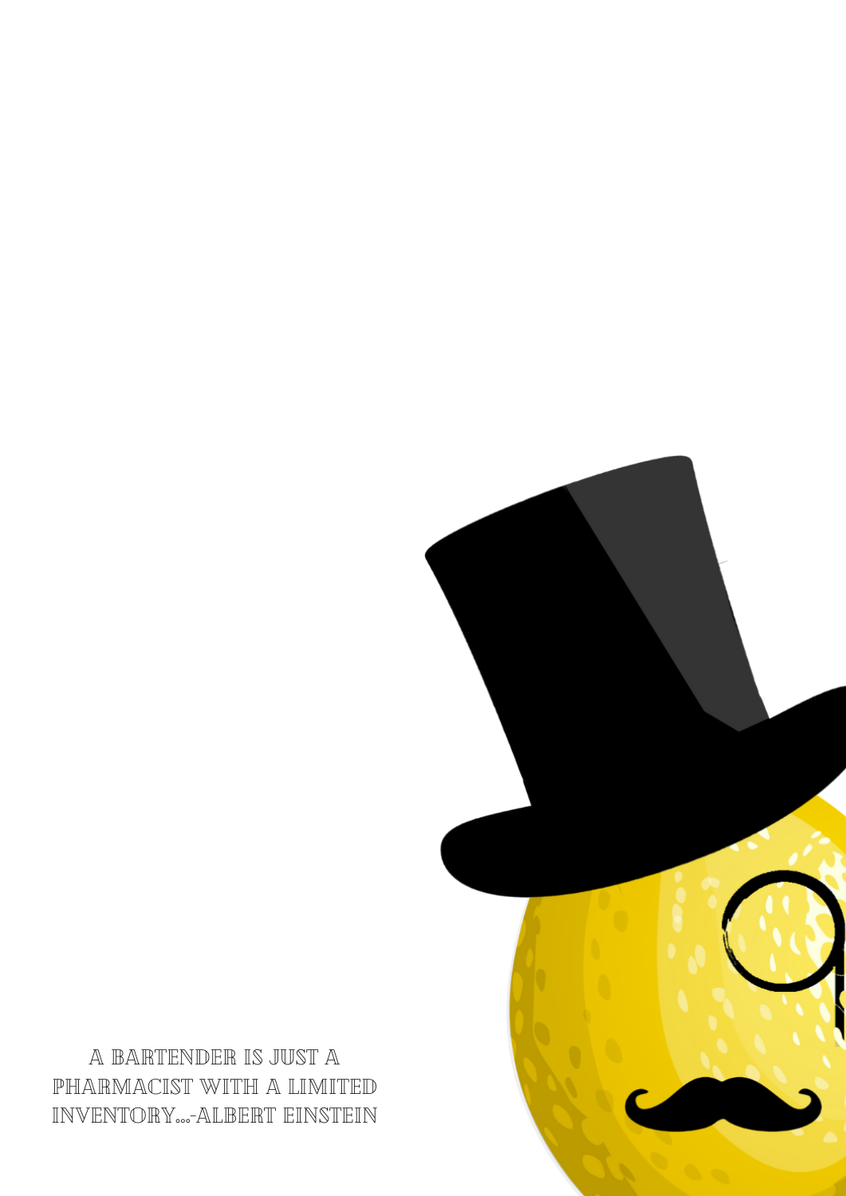A BARTENDER IS JUST A PHARMACIST WITH A LIMITED INVENTORY...-ALBERT EINSTEIN